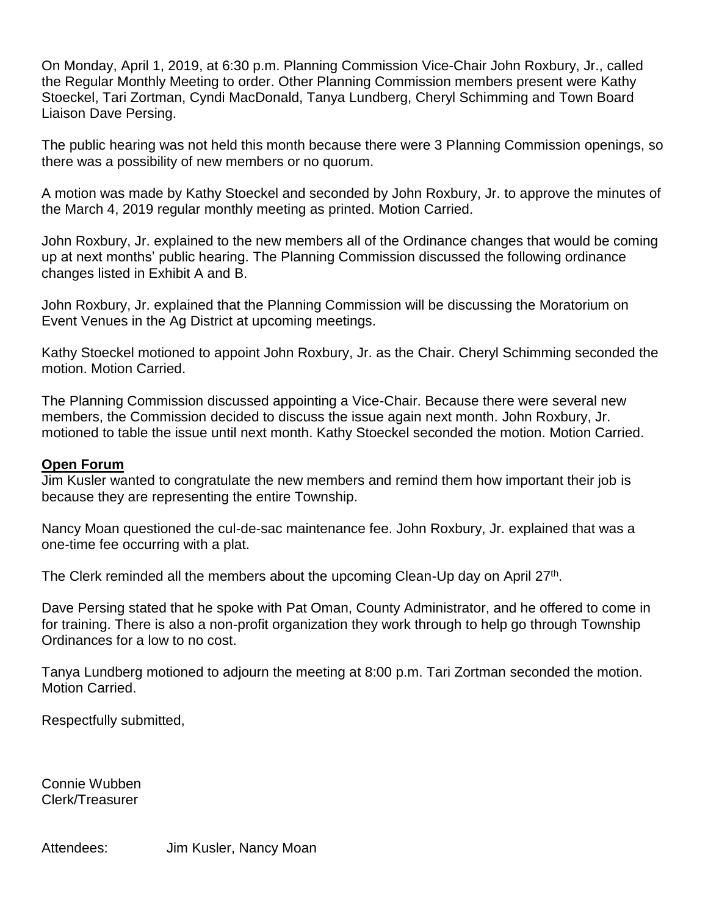On Monday, April 1, 2019, at 6:30 p.m. Planning Commission Vice-Chair John Roxbury, Jr., called the Regular Monthly Meeting to order. Other Planning Commission members present were Kathy Stoeckel, Tari Zortman, Cyndi MacDonald, Tanya Lundberg, Cheryl Schimming and Town Board Liaison Dave Persing.

The public hearing was not held this month because there were 3 Planning Commission openings, so there was a possibility of new members or no quorum.

A motion was made by Kathy Stoeckel and seconded by John Roxbury, Jr. to approve the minutes of the March 4, 2019 regular monthly meeting as printed. Motion Carried.

John Roxbury, Jr. explained to the new members all of the Ordinance changes that would be coming up at next months' public hearing. The Planning Commission discussed the following ordinance changes listed in Exhibit A and B.

John Roxbury, Jr. explained that the Planning Commission will be discussing the Moratorium on Event Venues in the Ag District at upcoming meetings.

Kathy Stoeckel motioned to appoint John Roxbury, Jr. as the Chair. Cheryl Schimming seconded the motion. Motion Carried.

The Planning Commission discussed appointing a Vice-Chair. Because there were several new members, the Commission decided to discuss the issue again next month. John Roxbury, Jr. motioned to table the issue until next month. Kathy Stoeckel seconded the motion. Motion Carried.

**Open Forum**

Jim Kusler wanted to congratulate the new members and remind them how important their job is because they are representing the entire Township.

Nancy Moan questioned the cul-de-sac maintenance fee. John Roxbury, Jr. explained that was a one-time fee occurring with a plat.

The Clerk reminded all the members about the upcoming Clean-Up day on April 27th.

Dave Persing stated that he spoke with Pat Oman, County Administrator, and he offered to come in for training. There is also a non-profit organization they work through to help go through Township Ordinances for a low to no cost.

Tanya Lundberg motioned to adjourn the meeting at 8:00 p.m. Tari Zortman seconded the motion. Motion Carried.

Respectfully submitted,

Connie Wubben
Clerk/Treasurer

Attendees: Jim Kusler, Nancy Moan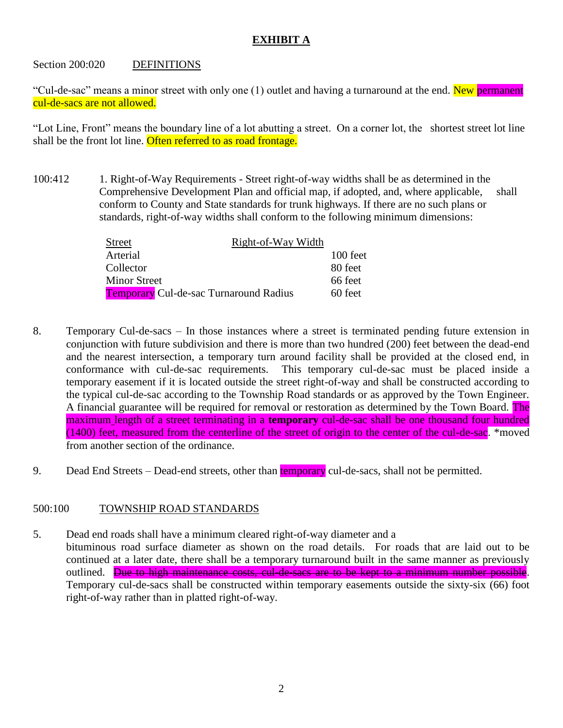**EXHIBIT A**

Section 200:020 DEFINITIONS

"Cul-de-sac" means a minor street with only one (1) outlet and having a turnaround at the end. New permanent cul-de-sacs are not allowed.

"Lot Line, Front" means the boundary line of a lot abutting a street. On a corner lot, the shortest street lot line shall be the front lot line. Often referred to as road frontage.

100:412 1. Right-of-Way Requirements - Street right-of-way widths shall be as determined in the Comprehensive Development Plan and official map, if adopted, and, where applicable, shall conform to County and State standards for trunk highways. If there are no such plans or standards, right-of-way widths shall conform to the following minimum dimensions:

| Street | Right-of-Way Width |
|---|---|
| Arterial | 100 feet |
| Collector | 80 feet |
| Minor Street | 66 feet |
| Temporary Cul-de-sac Turnaround Radius | 60 feet |

8. Temporary Cul-de-sacs – In those instances where a street is terminated pending future extension in conjunction with future subdivision and there is more than two hundred (200) feet between the dead-end and the nearest intersection, a temporary turn around facility shall be provided at the closed end, in conformance with cul-de-sac requirements. This temporary cul-de-sac must be placed inside a temporary easement if it is located outside the street right-of-way and shall be constructed according to the typical cul-de-sac according to the Township Road standards or as approved by the Town Engineer. A financial guarantee will be required for removal or restoration as determined by the Town Board. The maximum length of a street terminating in a **temporary** cul-de-sac shall be one thousand four hundred (1400) feet, measured from the centerline of the street of origin to the center of the cul-de-sac. *moved from another section of the ordinance.

9. Dead End Streets – Dead-end streets, other than temporary cul-de-sacs, shall not be permitted.

500:100 TOWNSHIP ROAD STANDARDS

5. Dead end roads shall have a minimum cleared right-of-way diameter and a bituminous road surface diameter as shown on the road details. For roads that are laid out to be continued at a later date, there shall be a temporary turnaround built in the same manner as previously outlined. ~~Due to high maintenance costs, cul-de-sacs are to be kept to a minimum number possible~~. Temporary cul-de-sacs shall be constructed within temporary easements outside the sixty-six (66) foot right-of-way rather than in platted right-of-way.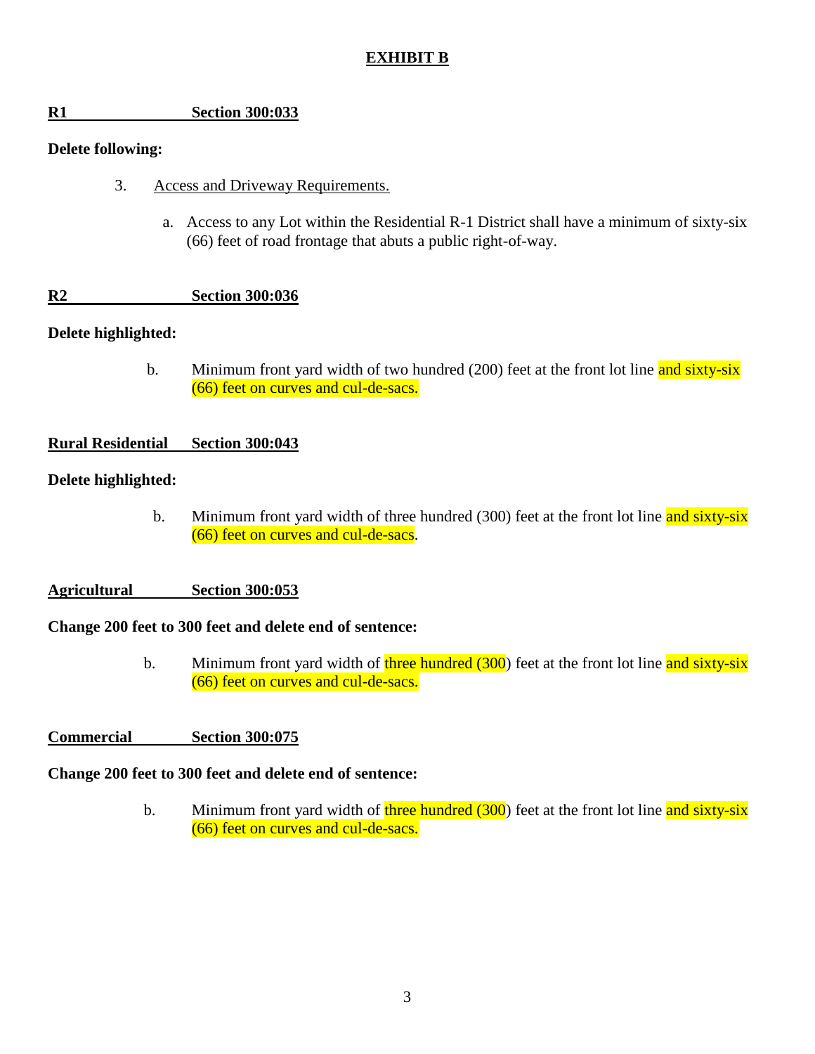## EXHIBIT B

**R1 Section 300:033**

**Delete following:**

3. Access and Driveway Requirements.

   a. Access to any Lot within the Residential R-1 District shall have a minimum of sixty-six (66) feet of road frontage that abuts a public right-of-way.

**R2 Section 300:036**

**Delete highlighted:**

b. Minimum front yard width of two hundred (200) feet at the front lot line and sixty-six (66) feet on curves and cul-de-sacs.

**Rural Residential Section 300:043**

**Delete highlighted:**

b. Minimum front yard width of three hundred (300) feet at the front lot line and sixty-six (66) feet on curves and cul-de-sacs.

**Agricultural Section 300:053**

**Change 200 feet to 300 feet and delete end of sentence:**

b. Minimum front yard width of three hundred (300) feet at the front lot line and sixty-six (66) feet on curves and cul-de-sacs.

**Commercial Section 300:075**

**Change 200 feet to 300 feet and delete end of sentence:**

b. Minimum front yard width of three hundred (300) feet at the front lot line and sixty-six (66) feet on curves and cul-de-sacs.